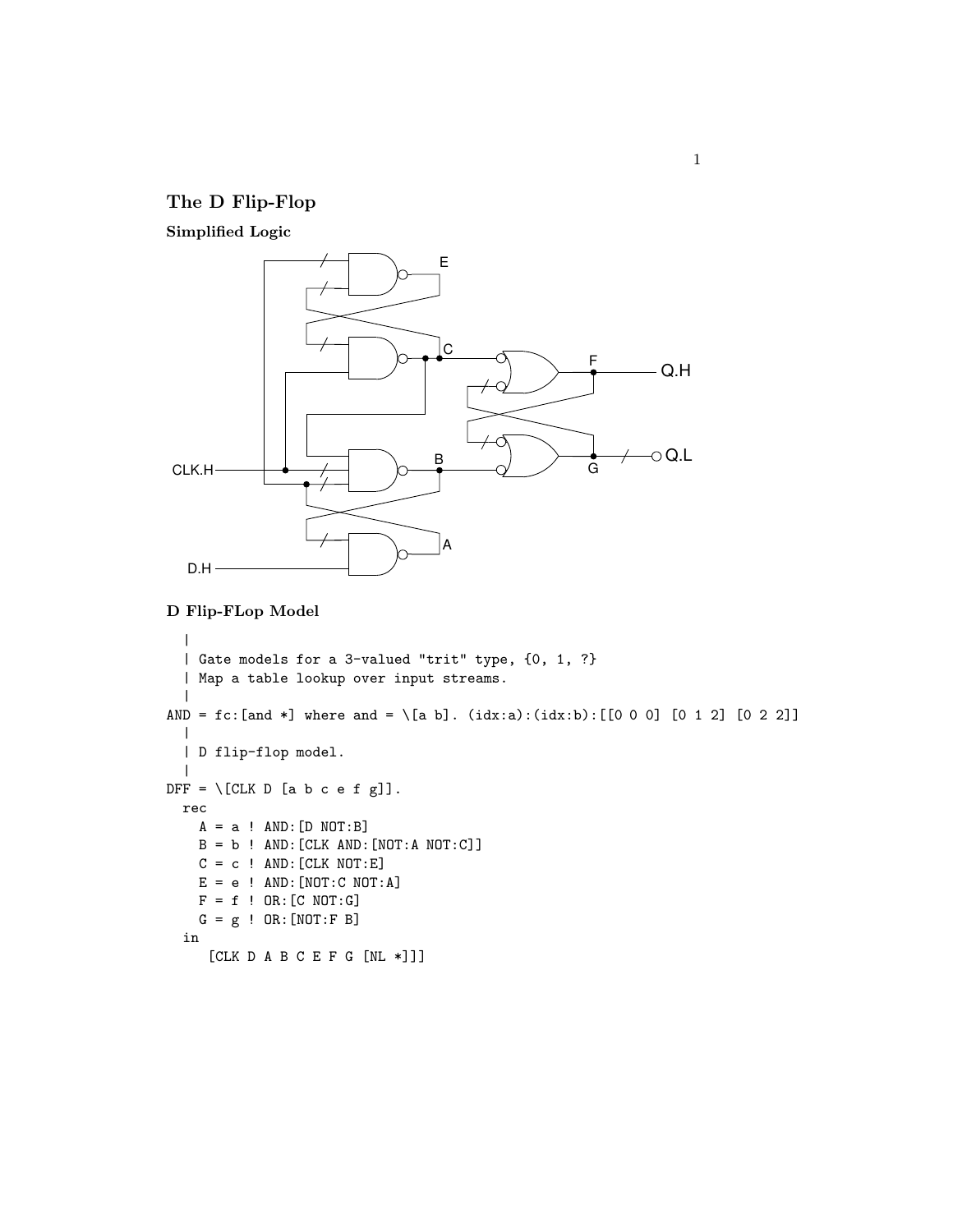## The D Flip-Flop

### Simplified Logic

### D Flip-FLop Model

```
  |
  | Gate models for a 3-valued "trit" type, {0, 1, ?}
  | Map a table lookup over input streams.
  |
AND = fc:[and *] where and = \[a b]. (idx:a):(idx:b):[[0 0 0] [0 1 2] [0 2 2]]
  |
  | D flip-flop model.
  |
DFF = \[CLK D [a b c e f g]].
  rec
    A = a ! AND:[D NOT:B]
    B = b ! AND:[CLK AND:[NOT:A NOT:C]]
    C = c ! AND:[CLK NOT:E]
    E = e ! AND:[NOT:C NOT:A]
    F = f ! OR:[C NOT:G]
    G = g ! OR:[NOT:F B]
  in
     [CLK D A B C E F G [NL *]]]
```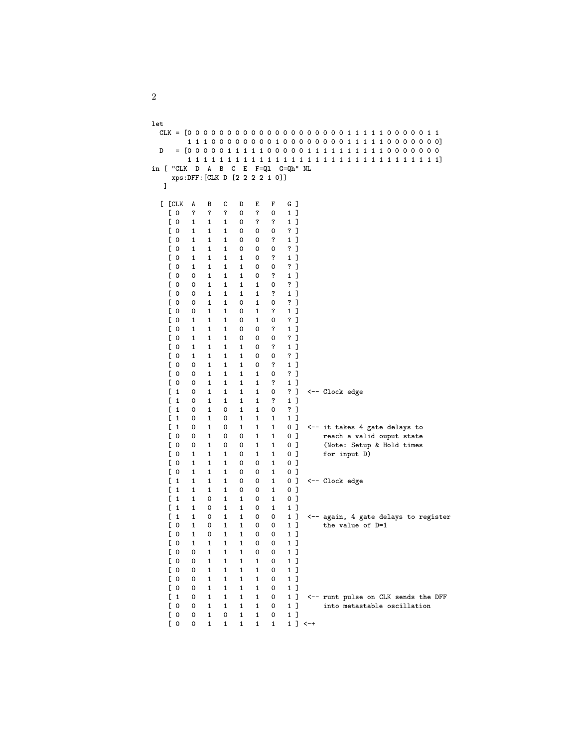```
let
  CLK = [0 0 0 0 0 0 0 0 0 0 0 0 0 0 0 0 0 0 0 0 0 0 0 1 1 1 1 1 0 0 0 0 0 1 1
         1 1 1 0 0 0 0 0 0 0 0 1 0 0 0 0 0 0 0 0 0 1 1 1 1 1 0 0 0 0 0 0 0]
  D   = [0 0 0 0 0 1 1 1 1 1 0 0 0 0 0 1 1 1 1 1 1 1 1 1 1 1 0 0 0 0 0 0 0
         1 1 1 1 1 1 1 1 1 1 1 1 1 1 1 1 1 1 1 1 1 1 1 1 1 1 1 1 1 1 1 1 1]
in [ "CLK  D  A  B  C  E  F=Ql  G=Qh" NL
     xps:DFF:[CLK D [2 2 2 2 1 0]]
   ]

  [ [CLK  A   B   C   D   E   F   G ]
    [ 0   ?   ?   ?   0   ?   0   1 ]
    [ 0   1   1   1   0   ?   ?   1 ]
    [ 0   1   1   1   0   0   0   ? ]
    [ 0   1   1   1   0   0   ?   1 ]
    [ 0   1   1   1   0   0   0   ? ]
    [ 0   1   1   1   1   0   ?   1 ]
    [ 0   1   1   1   1   0   0   ? ]
    [ 0   0   1   1   1   0   ?   1 ]
    [ 0   0   1   1   1   1   0   ? ]
    [ 0   0   1   1   1   1   ?   1 ]
    [ 0   0   1   1   0   1   0   ? ]
    [ 0   0   1   1   0   1   ?   1 ]
    [ 0   1   1   1   0   1   0   ? ]
    [ 0   1   1   1   0   0   ?   1 ]
    [ 0   1   1   1   0   0   0   ? ]
    [ 0   1   1   1   1   0   ?   1 ]
    [ 0   1   1   1   1   0   0   ? ]
    [ 0   0   1   1   1   0   ?   1 ]
    [ 0   0   1   1   1   1   0   ? ]
    [ 0   0   1   1   1   1   ?   1 ]
    [ 1   0   1   1   1   1   0   ? ]  <-- Clock edge
    [ 1   0   1   1   1   1   ?   1 ]
    [ 1   0   1   0   1   1   0   ? ]
    [ 1   0   1   0   1   1   1   1 ]
    [ 1   0   1   0   1   1   1   0 ]  <-- it takes 4 gate delays to
    [ 0   0   1   0   0   1   1   0 ]      reach a valid ouput state
    [ 0   0   1   0   0   1   1   0 ]      (Note: Setup & Hold times
    [ 0   1   1   1   0   1   1   0 ]      for input D)
    [ 0   1   1   1   0   0   1   0 ]
    [ 0   1   1   1   0   0   1   0 ]
    [ 1   1   1   1   0   0   1   0 ]  <-- Clock edge
    [ 1   1   1   1   0   0   1   0 ]
    [ 1   1   0   1   1   0   1   0 ]
    [ 1   1   0   1   1   0   1   1 ]
    [ 1   1   0   1   1   0   0   1 ]  <-- again, 4 gate delays to register
    [ 0   1   0   1   1   0   0   1 ]      the value of D=1
    [ 0   1   0   1   1   0   0   1 ]
    [ 0   1   1   1   1   0   0   1 ]
    [ 0   0   1   1   1   0   0   1 ]
    [ 0   0   1   1   1   1   0   1 ]
    [ 0   0   1   1   1   1   0   1 ]
    [ 0   0   1   1   1   1   0   1 ]
    [ 0   0   1   1   1   1   0   1 ]
    [ 1   0   1   1   1   1   0   1 ]  <-- runt pulse on CLK sends the DFF
    [ 0   0   1   1   1   1   0   1 ]      into metastable oscillation
    [ 0   0   1   0   1   1   0   1 ]
    [ 0   0   1   1   1   1   1   1 ] <-+
```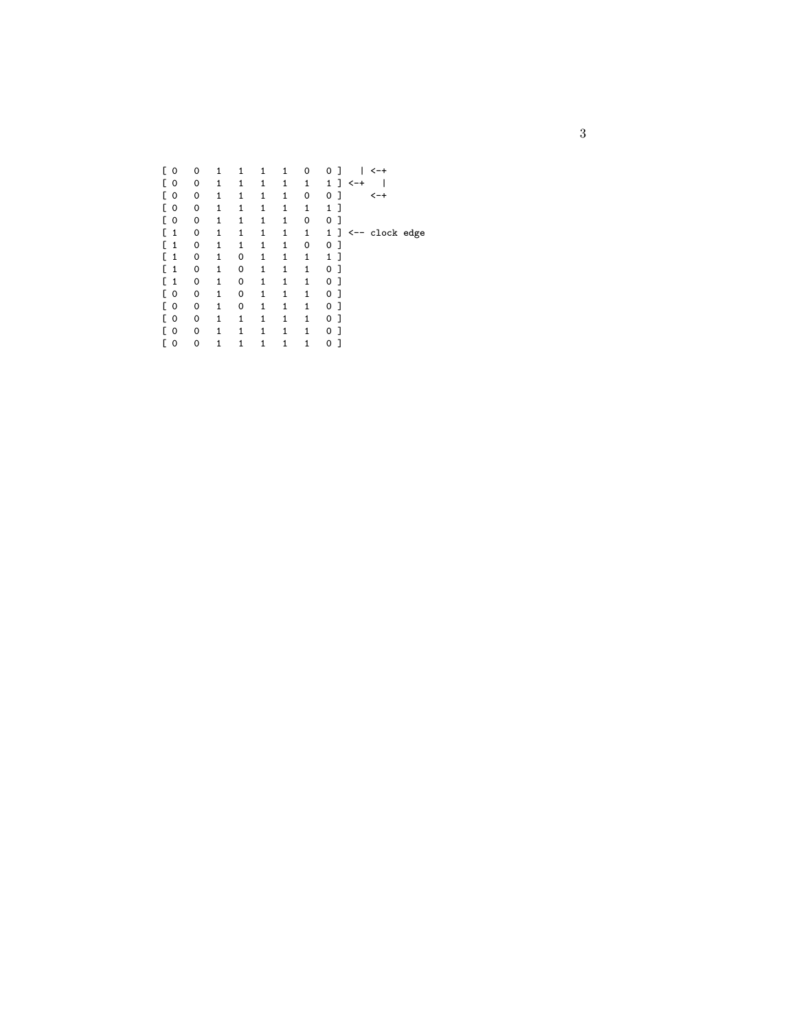```
[ 0   0   1   1   1   1   0   0 ]   | <-+
[ 0   0   1   1   1   1   1   1 ] <-+   |
[ 0   0   1   1   1   1   0   0 ]     <-+
[ 0   0   1   1   1   1   1   1 ]
[ 0   0   1   1   1   1   0   0 ]
[ 1   0   1   1   1   1   1   1 ] <-- clock edge
[ 1   0   1   1   1   1   0   0 ]
[ 1   0   1   0   1   1   1   1 ]
[ 1   0   1   0   1   1   1   0 ]
[ 1   0   1   0   1   1   1   0 ]
[ 0   0   1   0   1   1   1   0 ]
[ 0   0   1   0   1   1   1   0 ]
[ 0   0   1   1   1   1   1   0 ]
[ 0   0   1   1   1   1   1   0 ]
[ 0   0   1   1   1   1   1   0 ]
```